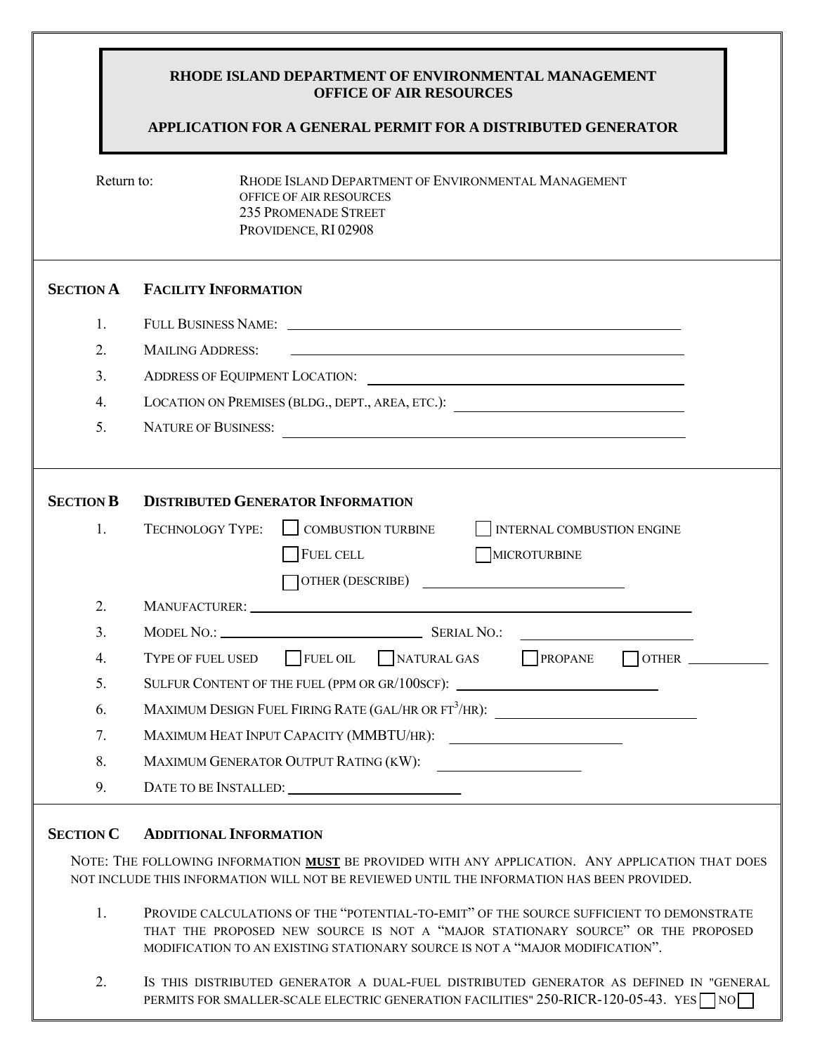**RHODE ISLAND DEPARTMENT OF ENVIRONMENTAL MANAGEMENT**
**OFFICE OF AIR RESOURCES**

**APPLICATION FOR A GENERAL PERMIT FOR A DISTRIBUTED GENERATOR**

Return to: RHODE ISLAND DEPARTMENT OF ENVIRONMENTAL MANAGEMENT
OFFICE OF AIR RESOURCES
235 PROMENADE STREET
PROVIDENCE, RI 02908

## SECTION A FACILITY INFORMATION

1. FULL BUSINESS NAME: ____________________
2. MAILING ADDRESS: ____________________
3. ADDRESS OF EQUIPMENT LOCATION: ____________________
4. LOCATION ON PREMISES (BLDG., DEPT., AREA, ETC.): ____________________
5. NATURE OF BUSINESS: ____________________

## SECTION B DISTRIBUTED GENERATOR INFORMATION

1. TECHNOLOGY TYPE: ☐ COMBUSTION TURBINE ☐ INTERNAL COMBUSTION ENGINE ☐ FUEL CELL ☐ MICROTURBINE ☐ OTHER (DESCRIBE) ____________________
2. MANUFACTURER: ____________________
3. MODEL NO.: ____________________ SERIAL NO.: ____________________
4. TYPE OF FUEL USED ☐ FUEL OIL ☐ NATURAL GAS ☐ PROPANE ☐ OTHER ____________
5. SULFUR CONTENT OF THE FUEL (PPM OR GR/100SCF): ____________________
6. MAXIMUM DESIGN FUEL FIRING RATE (GAL/HR OR $FT^3$/HR): ____________________
7. MAXIMUM HEAT INPUT CAPACITY (MMBTU/HR): ____________________
8. MAXIMUM GENERATOR OUTPUT RATING (KW): ____________________
9. DATE TO BE INSTALLED: ____________________

## SECTION C ADDITIONAL INFORMATION

NOTE: THE FOLLOWING INFORMATION **MUST** BE PROVIDED WITH ANY APPLICATION. ANY APPLICATION THAT DOES NOT INCLUDE THIS INFORMATION WILL NOT BE REVIEWED UNTIL THE INFORMATION HAS BEEN PROVIDED.

1. PROVIDE CALCULATIONS OF THE "POTENTIAL-TO-EMIT" OF THE SOURCE SUFFICIENT TO DEMONSTRATE THAT THE PROPOSED NEW SOURCE IS NOT A "MAJOR STATIONARY SOURCE" OR THE PROPOSED MODIFICATION TO AN EXISTING STATIONARY SOURCE IS NOT A "MAJOR MODIFICATION".
2. IS THIS DISTRIBUTED GENERATOR A DUAL-FUEL DISTRIBUTED GENERATOR AS DEFINED IN "GENERAL PERMITS FOR SMALLER-SCALE ELECTRIC GENERATION FACILITIES" 250-RICR-120-05-43. YES ☐ NO ☐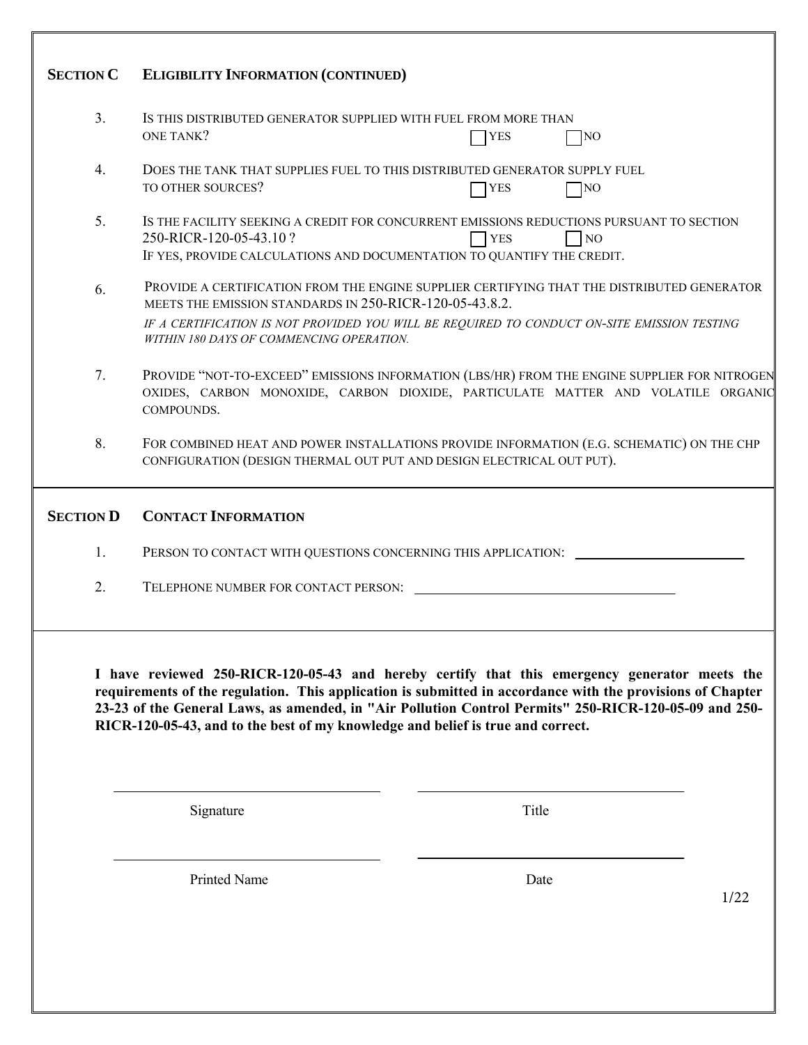## Section C Eligibility Information (continued)

3. Is this distributed generator supplied with fuel from more than one tank? ☐ YES ☐ NO

4. Does the tank that supplies fuel to this distributed generator supply fuel to other sources? ☐ YES ☐ NO

5. Is the facility seeking a credit for concurrent emissions reductions pursuant to section 250-RICR-120-05-43.10 ? ☐ YES ☐ NO
   If yes, provide calculations and documentation to quantify the credit.

6. Provide a certification from the engine supplier certifying that the distributed generator meets the emission standards in 250-RICR-120-05-43.8.2.
   *If a certification is not provided you will be required to conduct on-site emission testing within 180 days of commencing operation.*

7. Provide "not-to-exceed" emissions information (lbs/hr) from the engine supplier for nitrogen oxides, carbon monoxide, carbon dioxide, particulate matter and volatile organic compounds.

8. For combined heat and power installations provide information (e.g. schematic) on the CHP configuration (design thermal out put and design electrical out put).

## Section D Contact Information

1. Person to contact with questions concerning this application: ______________________

2. Telephone number for contact person: ______________________

**I have reviewed 250-RICR-120-05-43 and hereby certify that this emergency generator meets the requirements of the regulation. This application is submitted in accordance with the provisions of Chapter 23-23 of the General Laws, as amended, in "Air Pollution Control Permits" 250-RICR-120-05-09 and 250-RICR-120-05-43, and to the best of my knowledge and belief is true and correct.**

______________________ ______________________

Signature Title

______________________ ______________________

Printed Name Date

1/22